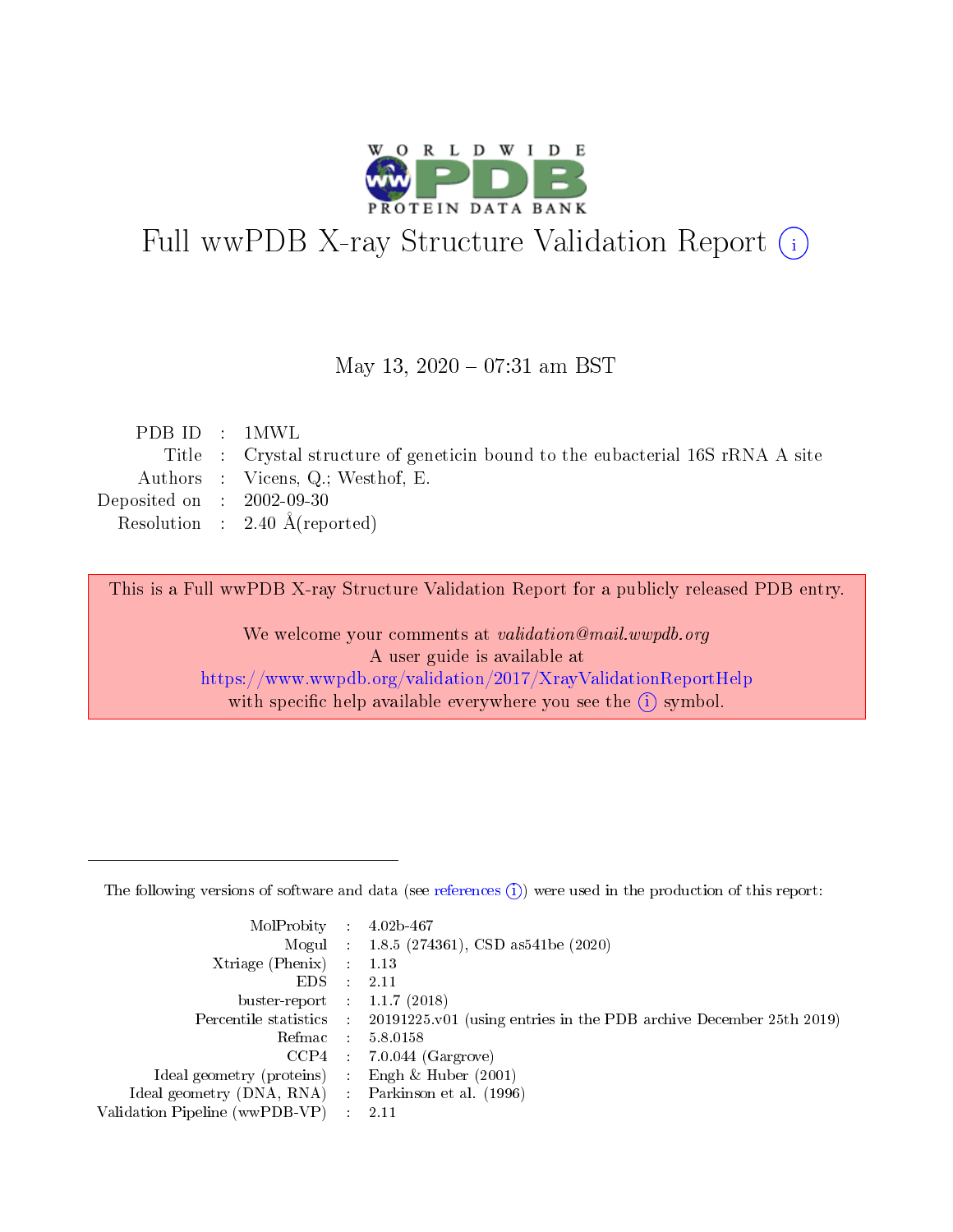# Full wwPDB X-ray Structure Validation Report (i)

May 13, 2020 – 07:31 am BST

| | | |
|---|---|---|
| PDB ID | : | 1MWL |
| Title | : | Crystal structure of geneticin bound to the eubacterial 16S rRNA A site |
| Authors | : | Vicens, Q.; Westhof, E. |
| Deposited on | : | 2002-09-30 |
| Resolution | : | 2.40 Å(reported) |

This is a Full wwPDB X-ray Structure Validation Report for a publicly released PDB entry.

We welcome your comments at *validation@mail.wwpdb.org*
A user guide is available at
https://www.wwpdb.org/validation/2017/XrayValidationReportHelp
with specific help available everywhere you see the (i) symbol.

---

The following versions of software and data (see references (i)) were used in the production of this report:

| | | |
|---|---|---|
| MolProbity | : | 4.02b-467 |
| Mogul | : | 1.8.5 (274361), CSD as541be (2020) |
| Xtriage (Phenix) | : | 1.13 |
| EDS | : | 2.11 |
| buster-report | : | 1.1.7 (2018) |
| Percentile statistics | : | 20191225.v01 (using entries in the PDB archive December 25th 2019) |
| Refmac | : | 5.8.0158 |
| CCP4 | : | 7.0.044 (Gargrove) |
| Ideal geometry (proteins) | : | Engh & Huber (2001) |
| Ideal geometry (DNA, RNA) | : | Parkinson et al. (1996) |
| Validation Pipeline (wwPDB-VP) | : | 2.11 |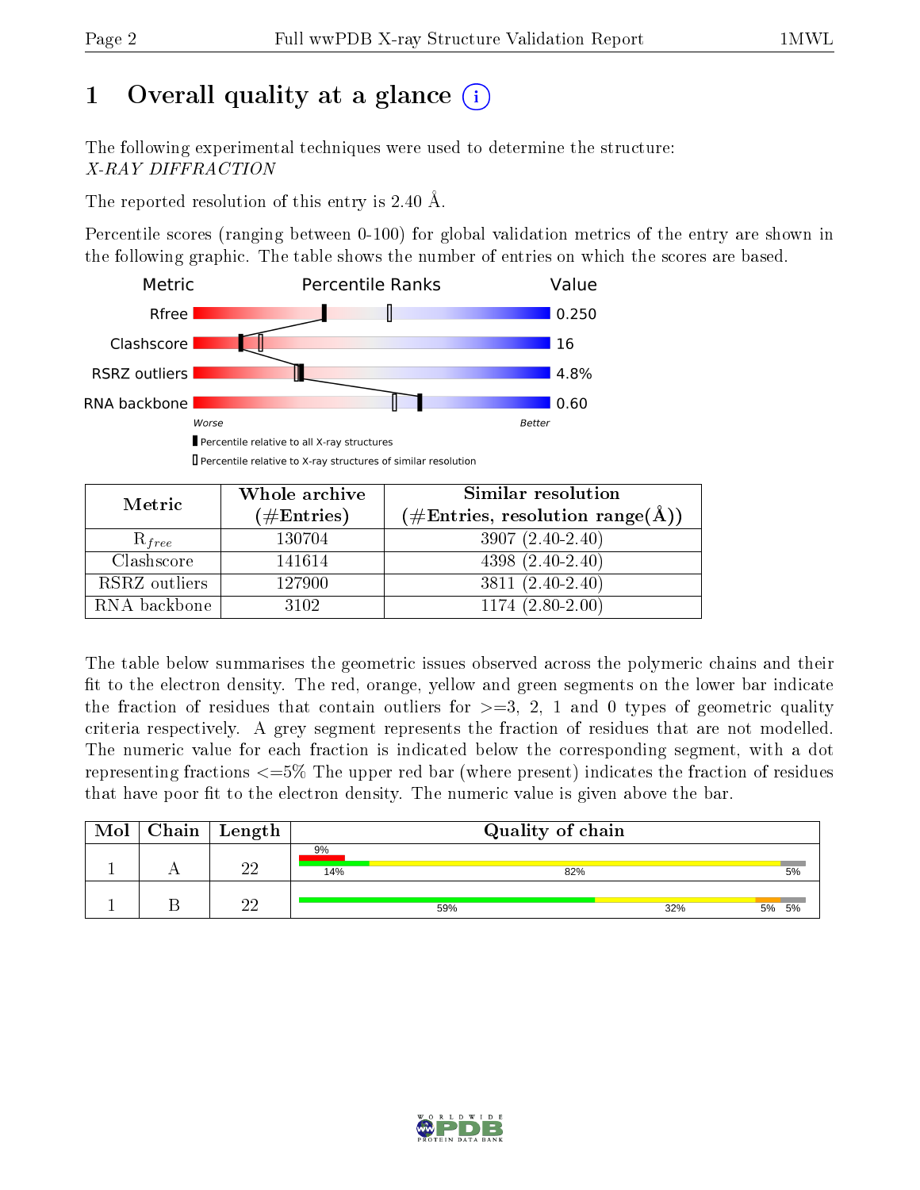# 1 Overall quality at a glance

The following experimental techniques were used to determine the structure:
*X-RAY DIFFRACTION*

The reported resolution of this entry is 2.40 Å.

Percentile scores (ranging between 0-100) for global validation metrics of the entry are shown in the following graphic. The table shows the number of entries on which the scores are based.

| Metric | Value |
|---|---|
| Rfree | 0.250 |
| Clashscore | 16 |
| RSRZ outliers | 4.8% |
| RNA backbone | 0.60 |

| Metric | Whole archive (#Entries) | Similar resolution (#Entries, resolution range(Å)) |
|---|---|---|
| $R_{free}$ | 130704 | 3907 (2.40-2.40) |
| Clashscore | 141614 | 4398 (2.40-2.40) |
| RSRZ outliers | 127900 | 3811 (2.40-2.40) |
| RNA backbone | 3102 | 1174 (2.80-2.00) |

The table below summarises the geometric issues observed across the polymeric chains and their fit to the electron density. The red, orange, yellow and green segments on the lower bar indicate the fraction of residues that contain outliers for >=3, 2, 1 and 0 types of geometric quality criteria respectively. A grey segment represents the fraction of residues that are not modelled. The numeric value for each fraction is indicated below the corresponding segment, with a dot representing fractions <=5% The upper red bar (where present) indicates the fraction of residues that have poor fit to the electron density. The numeric value is given above the bar.

| Mol | Chain | Length | Quality of chain |
|---|---|---|---|
| 1 | A | 22 | 9% (poor fit); 14%, 82%, 5% |
| 1 | B | 22 | 59%, 32%, 5%, 5% |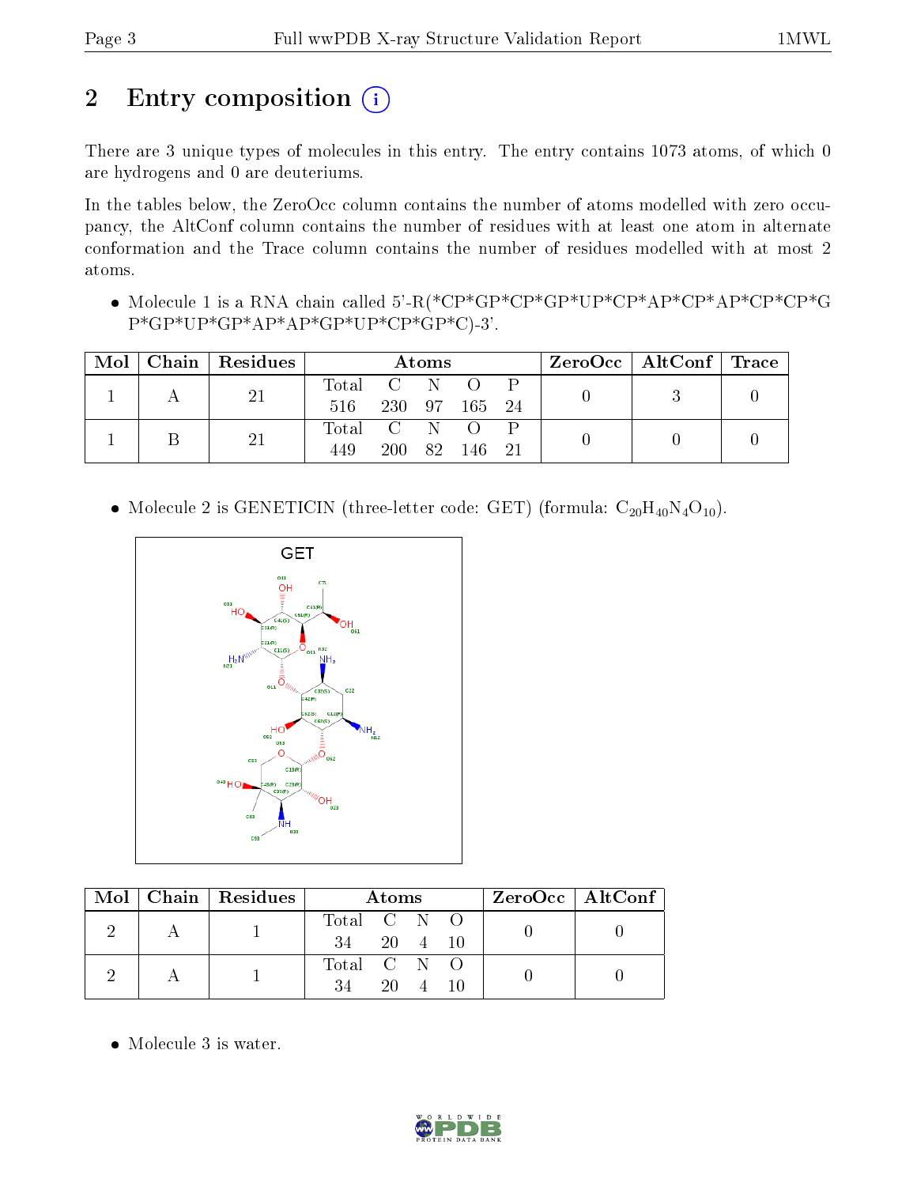# 2 Entry composition

There are 3 unique types of molecules in this entry. The entry contains 1073 atoms, of which 0 are hydrogens and 0 are deuteriums.

In the tables below, the ZeroOcc column contains the number of atoms modelled with zero occupancy, the AltConf column contains the number of residues with at least one atom in alternate conformation and the Trace column contains the number of residues modelled with at most 2 atoms.

- Molecule 1 is a RNA chain called 5'-R(*CP*GP*CP*GP*UP*CP*AP*CP*AP*CP*CP*GP*GP*UP*GP*AP*AP*GP*UP*CP*GP*C)-3'.

| Mol | Chain | Residues | Atoms | | | | | ZeroOcc | AltConf | Trace |
|---|---|---|---|---|---|---|---|---|---|---|
| 1 | A | 21 | Total<br>516 | C<br>230 | N<br>97 | O<br>165 | P<br>24 | 0 | 3 | 0 |
| 1 | B | 21 | Total<br>449 | C<br>200 | N<br>82 | O<br>146 | P<br>21 | 0 | 0 | 0 |

- Molecule 2 is GENETICIN (three-letter code: GET) (formula: $C_{20}H_{40}N_4O_{10}$).

| Mol | Chain | Residues | Atoms | | | | ZeroOcc | AltConf |
|---|---|---|---|---|---|---|---|---|
| 2 | A | 1 | Total<br>34 | C<br>20 | N<br>4 | O<br>10 | 0 | 0 |
| 2 | A | 1 | Total<br>34 | C<br>20 | N<br>4 | O<br>10 | 0 | 0 |

- Molecule 3 is water.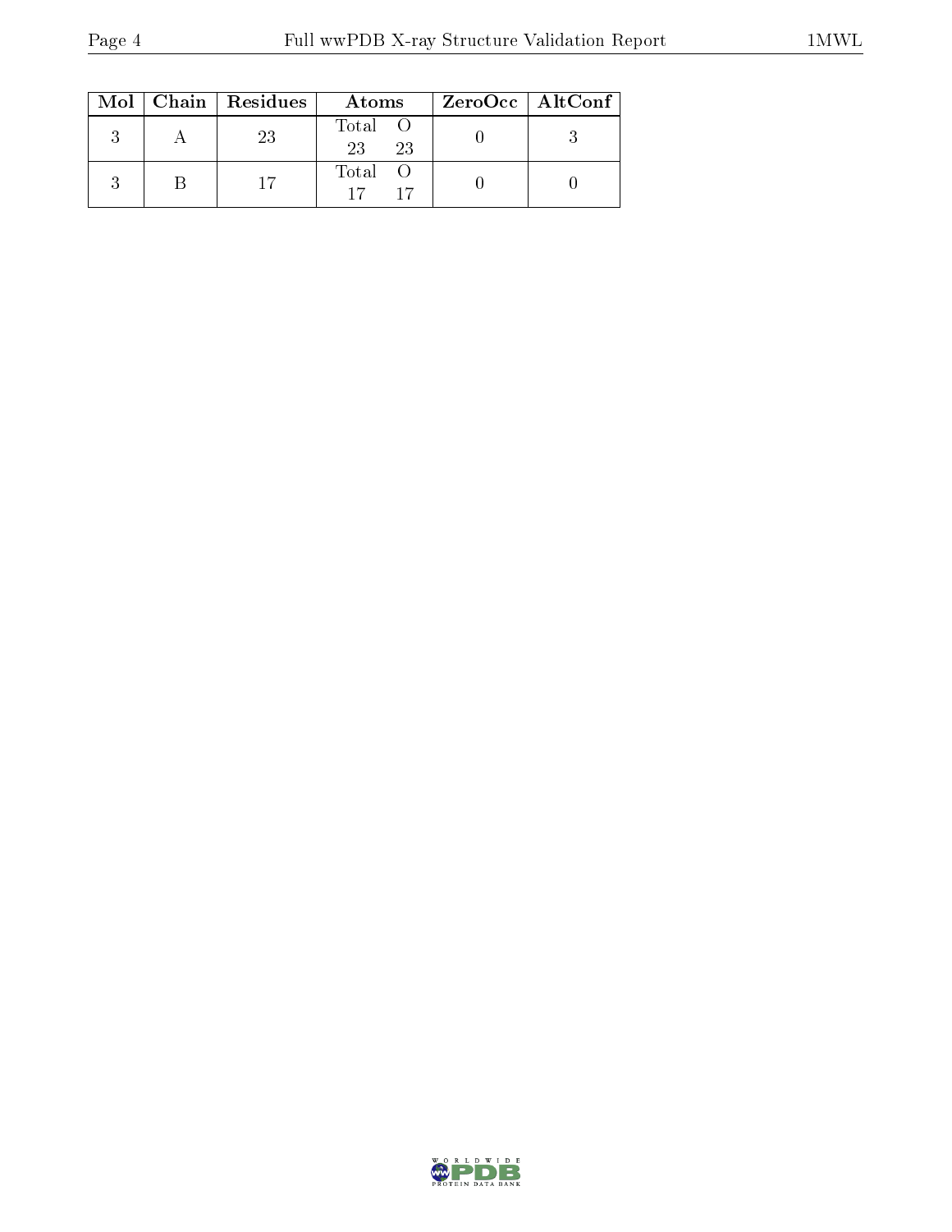| Mol | Chain | Residues | Atoms | | ZeroOcc | AltConf |
|---|---|---|---|---|---|---|
| 3 | A | 23 | Total | O | 0 | 3 |
| | | | 23 | 23 | | |
| 3 | B | 17 | Total | O | 0 | 0 |
| | | | 17 | 17 | | |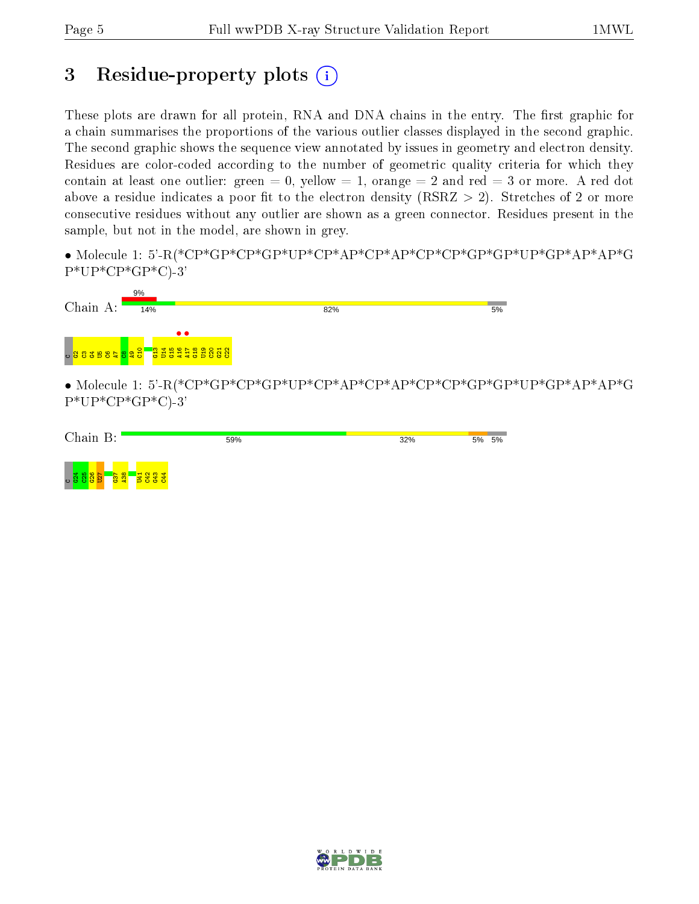# 3 Residue-property plots

These plots are drawn for all protein, RNA and DNA chains in the entry. The first graphic for a chain summarises the proportions of the various outlier classes displayed in the second graphic. The second graphic shows the sequence view annotated by issues in geometry and electron density. Residues are color-coded according to the number of geometric quality criteria for which they contain at least one outlier: green = 0, yellow = 1, orange = 2 and red = 3 or more. A red dot above a residue indicates a poor fit to the electron density (RSRZ > 2). Stretches of 2 or more consecutive residues without any outlier are shown as a green connector. Residues present in the sample, but not in the model, are shown in grey.

- Molecule 1: 5'-R(*CP*GP*CP*GP*UP*CP*AP*CP*AP*CP*CP*GP*GP*UP*GP*AP*AP*GP*UP*CP*GP*C)-3'

Chain A: 9% | 14% | 82% | 5%

C C2 G3 C4 G5 U6 C7 A8 C9 A10 C13 G14 U15 G16 A17 A18 G19 U20 C21 G22 C22

- Molecule 1: 5'-R(*CP*GP*CP*GP*UP*CP*AP*CP*AP*CP*CP*GP*GP*UP*GP*AP*AP*GP*UP*CP*GP*C)-3'

Chain B: 59% | 32% | 5% | 5%

C G24 C25 G26 U27 G37 A38 U41 C42 G43 C44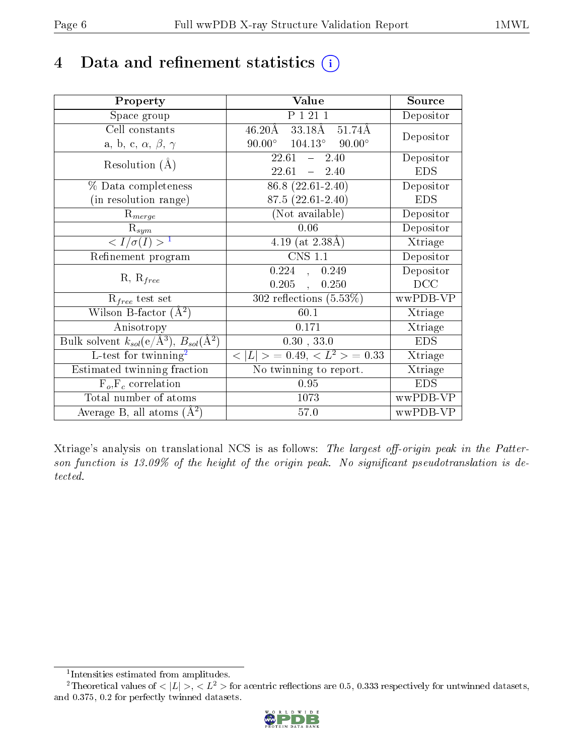# 4 Data and refinement statistics (i)

| Property | Value | Source |
| --- | --- | --- |
| Space group | P 1 21 1 | Depositor |
| Cell constants<br>a, b, c, $\alpha$, $\beta$, $\gamma$ | 46.20Å 33.18Å 51.74Å<br>90.00° 104.13° 90.00° | Depositor |
| Resolution (Å) | 22.61 – 2.40<br>22.61 – 2.40 | Depositor<br>EDS |
| % Data completeness<br>(in resolution range) | 86.8 (22.61-2.40)<br>87.5 (22.61-2.40) | Depositor<br>EDS |
| $R_{merge}$ | (Not available) | Depositor |
| $R_{sym}$ | 0.06 | Depositor |
| $< I/\sigma(I) >$ [1] | 4.19 (at 2.38Å) | Xtriage |
| Refinement program | CNS 1.1 | Depositor |
| R, $R_{free}$ | 0.224 , 0.249<br>0.205 , 0.250 | Depositor<br>DCC |
| $R_{free}$ test set | 302 reflections (5.53%) | wwPDB-VP |
| Wilson B-factor (Å$^2$) | 60.1 | Xtriage |
| Anisotropy | 0.171 | Xtriage |
| Bulk solvent $k_{sol}$(e/Å$^3$), $B_{sol}$(Å$^2$) | 0.30 , 33.0 | EDS |
| L-test for twinning[2] | $< \vert L \vert >$ = 0.49, $< L^2 >$ = 0.33 | Xtriage |
| Estimated twinning fraction | No twinning to report. | Xtriage |
| $F_o$,$F_c$ correlation | 0.95 | EDS |
| Total number of atoms | 1073 | wwPDB-VP |
| Average B, all atoms (Å$^2$) | 57.0 | wwPDB-VP |

Xtriage's analysis on translational NCS is as follows: *The largest off-origin peak in the Patterson function is 13.09% of the height of the origin peak. No significant pseudotranslation is detected.*

[1] Intensities estimated from amplitudes.

[2] Theoretical values of $< |L| >$, $< L^2 >$ for acentric reflections are 0.5, 0.333 respectively for untwinned datasets, and 0.375, 0.2 for perfectly twinned datasets.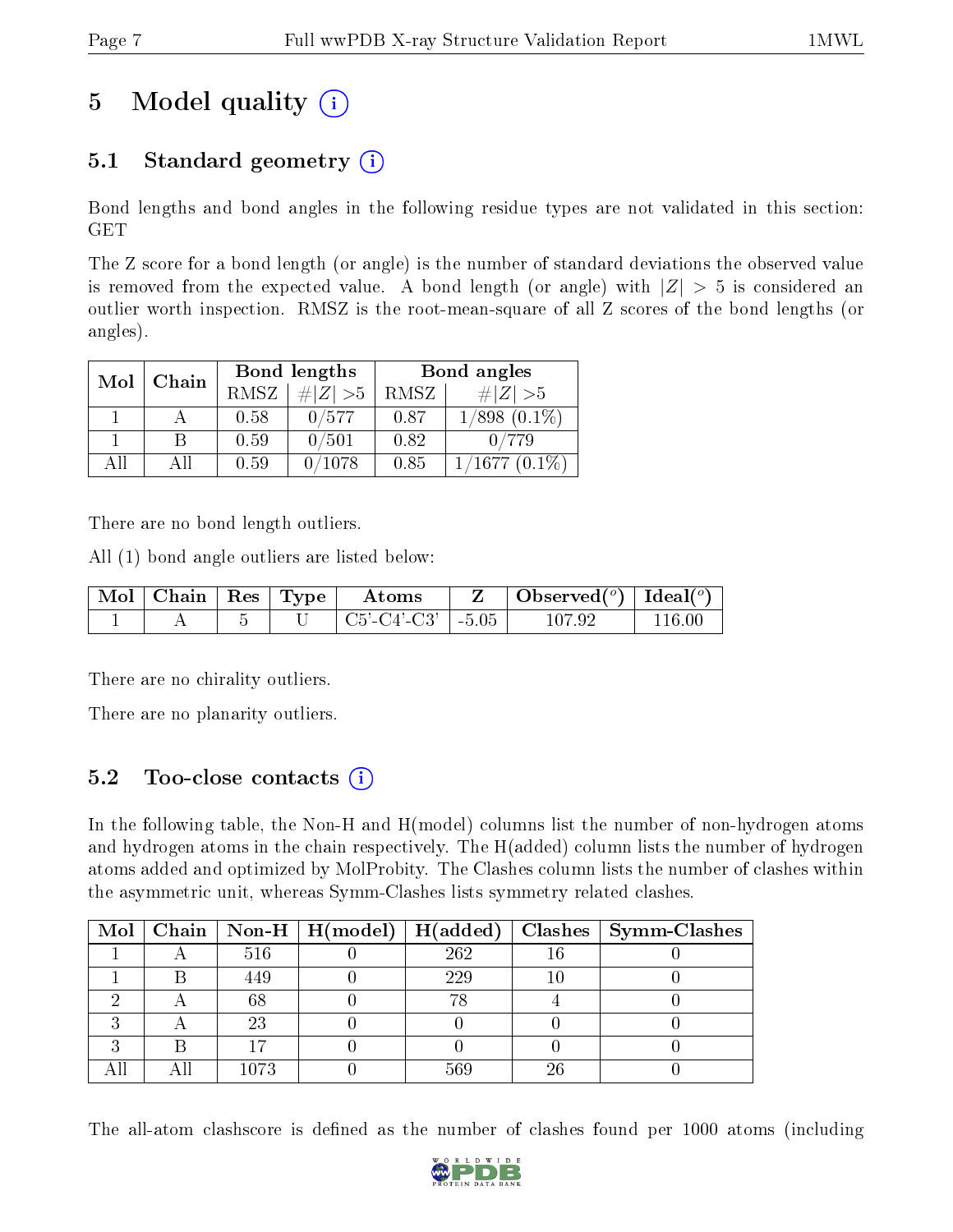# 5 Model quality (i)

## 5.1 Standard geometry (i)

Bond lengths and bond angles in the following residue types are not validated in this section: GET

The Z score for a bond length (or angle) is the number of standard deviations the observed value is removed from the expected value. A bond length (or angle) with $|Z| > 5$ is considered an outlier worth inspection. RMSZ is the root-mean-square of all Z scores of the bond lengths (or angles).

| Mol | Chain | Bond lengths | | Bond angles | |
|---|---|---|---|---|---|
| | | RMSZ | $\#\|Z\| > 5$ | RMSZ | $\#\|Z\| > 5$ |
| 1 | A | 0.58 | 0/577 | 0.87 | 1/898 (0.1%) |
| 1 | B | 0.59 | 0/501 | 0.82 | 0/779 |
| All | All | 0.59 | 0/1078 | 0.85 | 1/1677 (0.1%) |

There are no bond length outliers.

All (1) bond angle outliers are listed below:

| Mol | Chain | Res | Type | Atoms | Z | Observed($^o$) | Ideal($^o$) |
|---|---|---|---|---|---|---|---|
| 1 | A | 5 | U | C5'-C4'-C3' | -5.05 | 107.92 | 116.00 |

There are no chirality outliers.

There are no planarity outliers.

## 5.2 Too-close contacts (i)

In the following table, the Non-H and H(model) columns list the number of non-hydrogen atoms and hydrogen atoms in the chain respectively. The H(added) column lists the number of hydrogen atoms added and optimized by MolProbity. The Clashes column lists the number of clashes within the asymmetric unit, whereas Symm-Clashes lists symmetry related clashes.

| Mol | Chain | Non-H | H(model) | H(added) | Clashes | Symm-Clashes |
|---|---|---|---|---|---|---|
| 1 | A | 516 | 0 | 262 | 16 | 0 |
| 1 | B | 449 | 0 | 229 | 10 | 0 |
| 2 | A | 68 | 0 | 78 | 4 | 0 |
| 3 | A | 23 | 0 | 0 | 0 | 0 |
| 3 | B | 17 | 0 | 0 | 0 | 0 |
| All | All | 1073 | 0 | 569 | 26 | 0 |

The all-atom clashscore is defined as the number of clashes found per 1000 atoms (including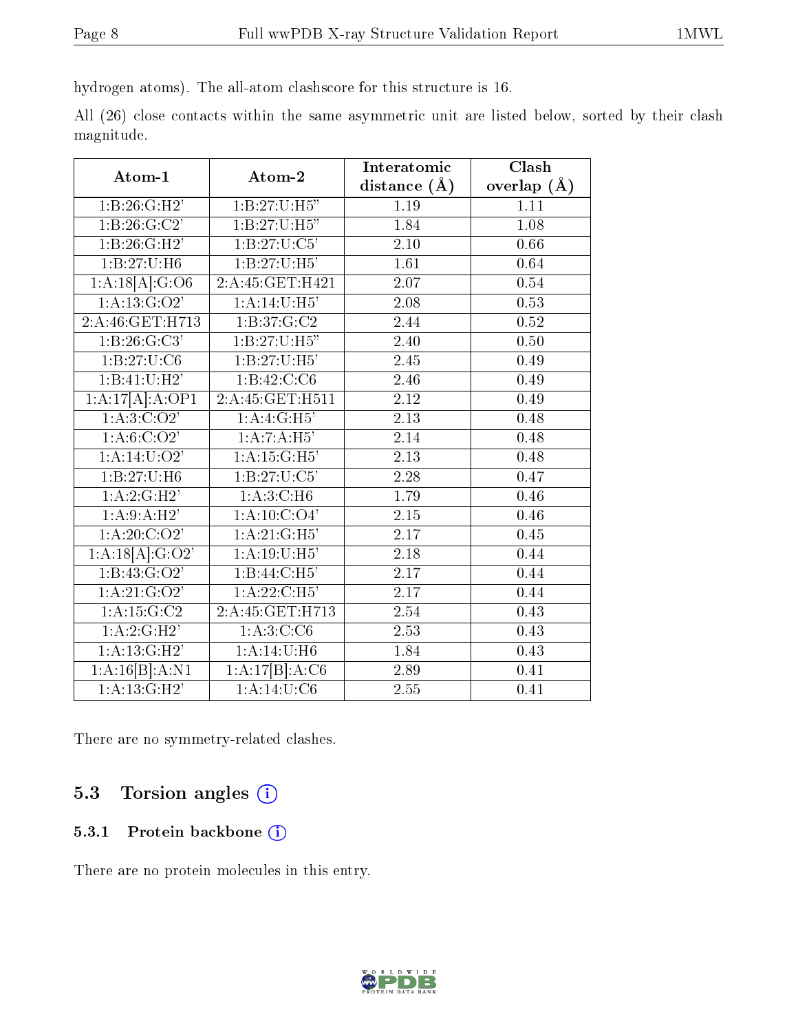hydrogen atoms). The all-atom clashscore for this structure is 16.

All (26) close contacts within the same asymmetric unit are listed below, sorted by their clash magnitude.

| Atom-1 | Atom-2 | Interatomic distance (Å) | Clash overlap (Å) |
|---|---|---|---|
| 1:B:26:G:H2' | 1:B:27:U:H5" | 1.19 | 1.11 |
| 1:B:26:G:C2' | 1:B:27:U:H5" | 1.84 | 1.08 |
| 1:B:26:G:H2' | 1:B:27:U:C5' | 2.10 | 0.66 |
| 1:B:27:U:H6 | 1:B:27:U:H5' | 1.61 | 0.64 |
| 1:A:18[A]:G:O6 | 2:A:45:GET:H421 | 2.07 | 0.54 |
| 1:A:13:G:O2' | 1:A:14:U:H5' | 2.08 | 0.53 |
| 2:A:46:GET:H713 | 1:B:37:G:C2 | 2.44 | 0.52 |
| 1:B:26:G:C3' | 1:B:27:U:H5" | 2.40 | 0.50 |
| 1:B:27:U:C6 | 1:B:27:U:H5' | 2.45 | 0.49 |
| 1:B:41:U:H2' | 1:B:42:C:C6 | 2.46 | 0.49 |
| 1:A:17[A]:A:OP1 | 2:A:45:GET:H511 | 2.12 | 0.49 |
| 1:A:3:C:O2' | 1:A:4:G:H5' | 2.13 | 0.48 |
| 1:A:6:C:O2' | 1:A:7:A:H5' | 2.14 | 0.48 |
| 1:A:14:U:O2' | 1:A:15:G:H5' | 2.13 | 0.48 |
| 1:B:27:U:H6 | 1:B:27:U:C5' | 2.28 | 0.47 |
| 1:A:2:G:H2' | 1:A:3:C:H6 | 1.79 | 0.46 |
| 1:A:9:A:H2' | 1:A:10:C:O4' | 2.15 | 0.46 |
| 1:A:20:C:O2' | 1:A:21:G:H5' | 2.17 | 0.45 |
| 1:A:18[A]:G:O2' | 1:A:19:U:H5' | 2.18 | 0.44 |
| 1:B:43:G:O2' | 1:B:44:C:H5' | 2.17 | 0.44 |
| 1:A:21:G:O2' | 1:A:22:C:H5' | 2.17 | 0.44 |
| 1:A:15:G:C2 | 2:A:45:GET:H713 | 2.54 | 0.43 |
| 1:A:2:G:H2' | 1:A:3:C:C6 | 2.53 | 0.43 |
| 1:A:13:G:H2' | 1:A:14:U:H6 | 1.84 | 0.43 |
| 1:A:16[B]:A:N1 | 1:A:17[B]:A:C6 | 2.89 | 0.41 |
| 1:A:13:G:H2' | 1:A:14:U:C6 | 2.55 | 0.41 |

There are no symmetry-related clashes.

## 5.3 Torsion angles

### 5.3.1 Protein backbone

There are no protein molecules in this entry.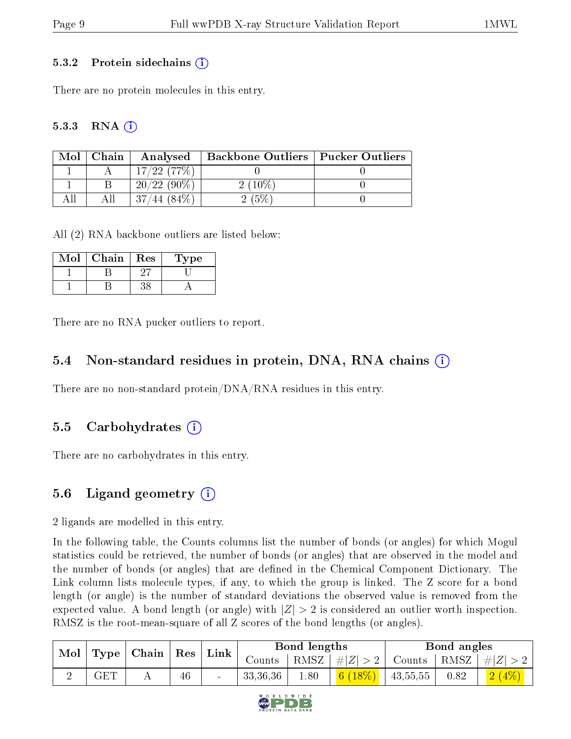### 5.3.2 Protein sidechains (i)

There are no protein molecules in this entry.

### 5.3.3 RNA (i)

| Mol | Chain | Analysed | Backbone Outliers | Pucker Outliers |
|---|---|---|---|---|
| 1 | A | 17/22 (77%) | 0 | 0 |
| 1 | B | 20/22 (90%) | 2 (10%) | 0 |
| All | All | 37/44 (84%) | 2 (5%) | 0 |

All (2) RNA backbone outliers are listed below:

| Mol | Chain | Res | Type |
|---|---|---|---|
| 1 | B | 27 | U |
| 1 | B | 38 | A |

There are no RNA pucker outliers to report.

## 5.4 Non-standard residues in protein, DNA, RNA chains (i)

There are no non-standard protein/DNA/RNA residues in this entry.

## 5.5 Carbohydrates (i)

There are no carbohydrates in this entry.

## 5.6 Ligand geometry (i)

2 ligands are modelled in this entry.

In the following table, the Counts columns list the number of bonds (or angles) for which Mogul statistics could be retrieved, the number of bonds (or angles) that are observed in the model and the number of bonds (or angles) that are defined in the Chemical Component Dictionary. The Link column lists molecule types, if any, to which the group is linked. The Z score for a bond length (or angle) is the number of standard deviations the observed value is removed from the expected value. A bond length (or angle) with $|Z| > 2$ is considered an outlier worth inspection. RMSZ is the root-mean-square of all Z scores of the bond lengths (or angles).

| Mol | Type | Chain | Res | Link | Bond lengths | | | Bond angles | | |
|---|---|---|---|---|---|---|---|---|---|---|
| | | | | | Counts | RMSZ | $\#\|Z\| > 2$ | Counts | RMSZ | $\#\|Z\| > 2$ |
| 2 | GET | A | 46 | - | 33,36,36 | 1.80 | 6 (18%) | 43,55,55 | 0.82 | 2 (4%) |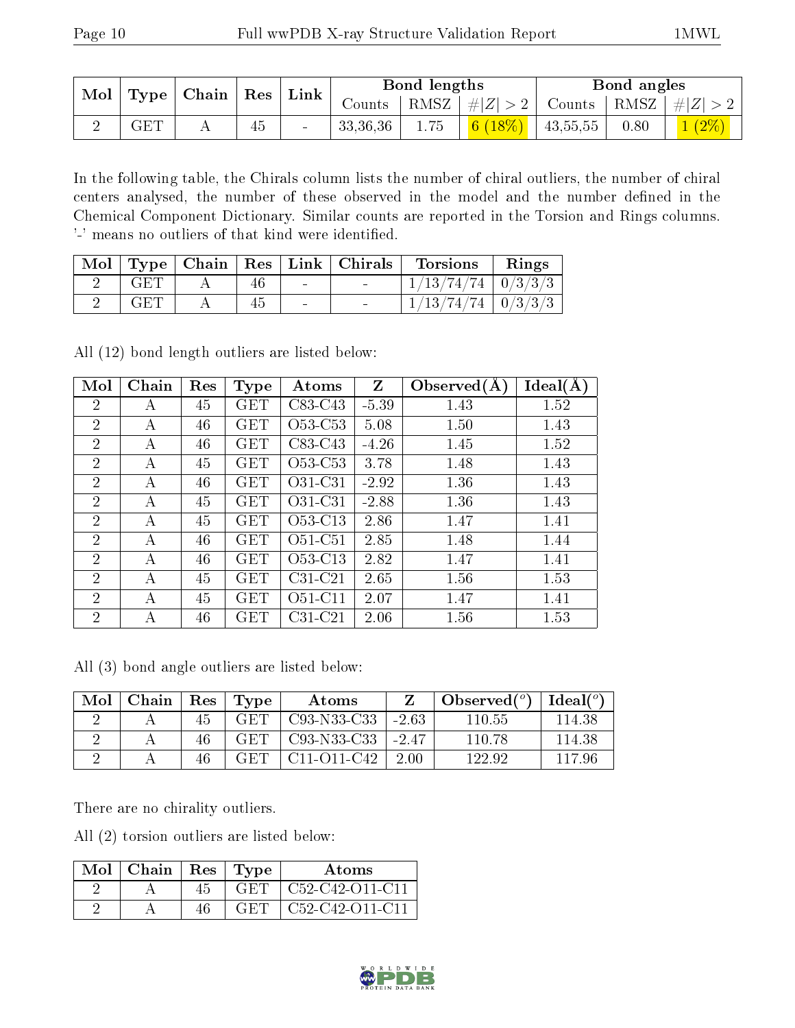| Mol | Type | Chain | Res | Link | Bond lengths | | | Bond angles | | |
|---|---|---|---|---|---|---|---|---|---|---|
| | | | | | Counts | RMSZ | #\|Z\| > 2 | Counts | RMSZ | #\|Z\| > 2 |
| 2 | GET | A | 45 | - | 33,36,36 | 1.75 | 6 (18%) | 43,55,55 | 0.80 | 1 (2%) |

In the following table, the Chirals column lists the number of chiral outliers, the number of chiral centers analysed, the number of these observed in the model and the number defined in the Chemical Component Dictionary. Similar counts are reported in the Torsion and Rings columns. '-' means no outliers of that kind were identified.

| Mol | Type | Chain | Res | Link | Chirals | Torsions | Rings |
|---|---|---|---|---|---|---|---|
| 2 | GET | A | 46 | - | - | 1/13/74/74 | 0/3/3/3 |
| 2 | GET | A | 45 | - | - | 1/13/74/74 | 0/3/3/3 |

All (12) bond length outliers are listed below:

| Mol | Chain | Res | Type | Atoms | Z | Observed(Å) | Ideal(Å) |
|---|---|---|---|---|---|---|---|
| 2 | A | 45 | GET | C83-C43 | -5.39 | 1.43 | 1.52 |
| 2 | A | 46 | GET | O53-C53 | 5.08 | 1.50 | 1.43 |
| 2 | A | 46 | GET | C83-C43 | -4.26 | 1.45 | 1.52 |
| 2 | A | 45 | GET | O53-C53 | 3.78 | 1.48 | 1.43 |
| 2 | A | 46 | GET | O31-C31 | -2.92 | 1.36 | 1.43 |
| 2 | A | 45 | GET | O31-C31 | -2.88 | 1.36 | 1.43 |
| 2 | A | 45 | GET | O53-C13 | 2.86 | 1.47 | 1.41 |
| 2 | A | 46 | GET | O51-C51 | 2.85 | 1.48 | 1.44 |
| 2 | A | 46 | GET | O53-C13 | 2.82 | 1.47 | 1.41 |
| 2 | A | 45 | GET | C31-C21 | 2.65 | 1.56 | 1.53 |
| 2 | A | 45 | GET | O51-C11 | 2.07 | 1.47 | 1.41 |
| 2 | A | 46 | GET | C31-C21 | 2.06 | 1.56 | 1.53 |

All (3) bond angle outliers are listed below:

| Mol | Chain | Res | Type | Atoms | Z | Observed(°) | Ideal(°) |
|---|---|---|---|---|---|---|---|
| 2 | A | 45 | GET | C93-N33-C33 | -2.63 | 110.55 | 114.38 |
| 2 | A | 46 | GET | C93-N33-C33 | -2.47 | 110.78 | 114.38 |
| 2 | A | 46 | GET | C11-O11-C42 | 2.00 | 122.92 | 117.96 |

There are no chirality outliers.

All (2) torsion outliers are listed below:

| Mol | Chain | Res | Type | Atoms |
|---|---|---|---|---|
| 2 | A | 45 | GET | C52-C42-O11-C11 |
| 2 | A | 46 | GET | C52-C42-O11-C11 |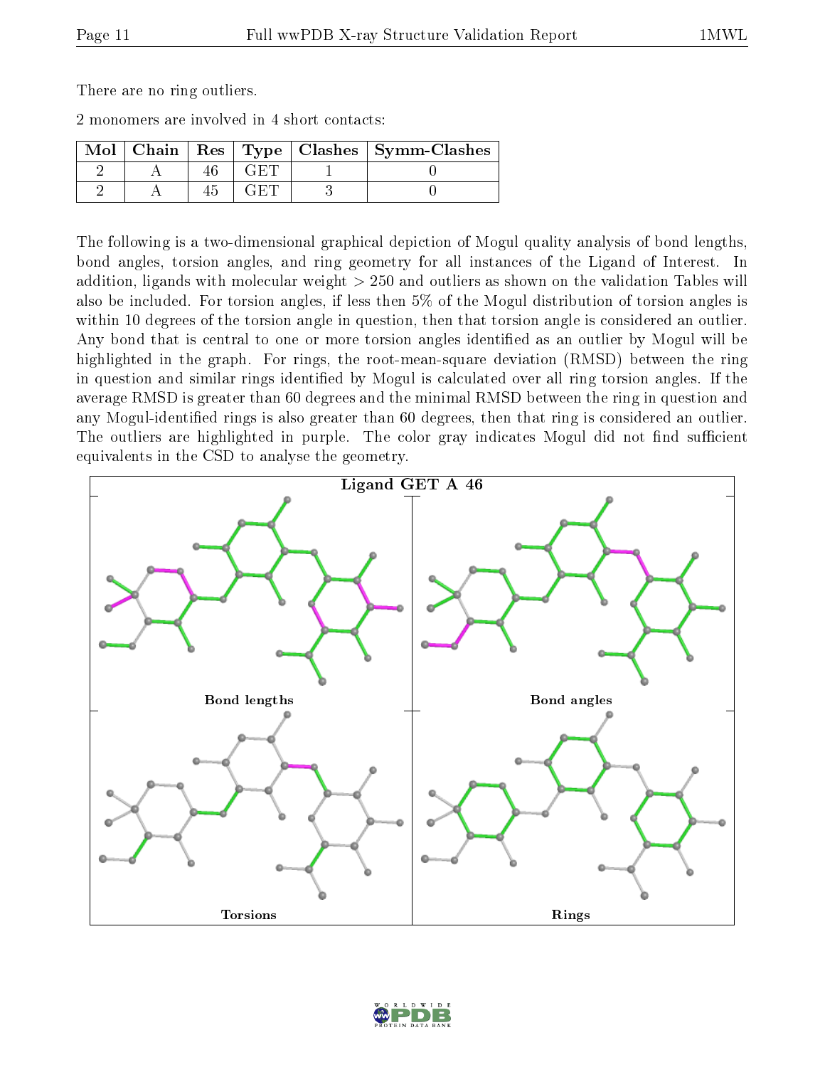There are no ring outliers.

2 monomers are involved in 4 short contacts:

| Mol | Chain | Res | Type | Clashes | Symm-Clashes |
|---|---|---|---|---|---|
| 2 | A | 46 | GET | 1 | 0 |
| 2 | A | 45 | GET | 3 | 0 |

The following is a two-dimensional graphical depiction of Mogul quality analysis of bond lengths, bond angles, torsion angles, and ring geometry for all instances of the Ligand of Interest. In addition, ligands with molecular weight > 250 and outliers as shown on the validation Tables will also be included. For torsion angles, if less then 5% of the Mogul distribution of torsion angles is within 10 degrees of the torsion angle in question, then that torsion angle is considered an outlier. Any bond that is central to one or more torsion angles identified as an outlier by Mogul will be highlighted in the graph. For rings, the root-mean-square deviation (RMSD) between the ring in question and similar rings identified by Mogul is calculated over all ring torsion angles. If the average RMSD is greater than 60 degrees and the minimal RMSD between the ring in question and any Mogul-identified rings is also greater than 60 degrees, then that ring is considered an outlier. The outliers are highlighted in purple. The color gray indicates Mogul did not find sufficient equivalents in the CSD to analyse the geometry.

Ligand GET A 46

Bond lengths | Bond angles | Torsions | Rings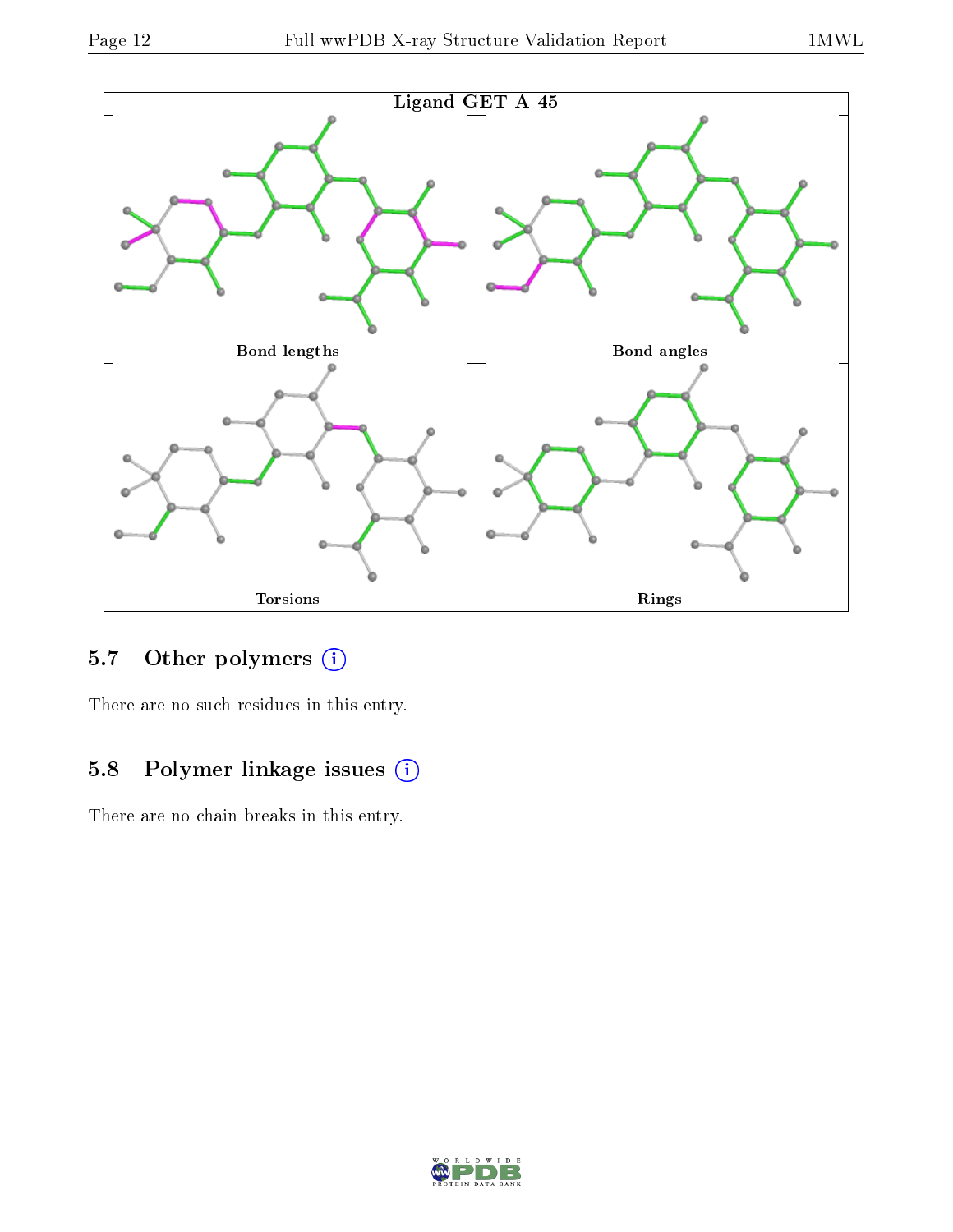Ligand GET A 45

Bond lengths

Bond angles

Torsions

Rings

### 5.7 Other polymers

There are no such residues in this entry.

### 5.8 Polymer linkage issues

There are no chain breaks in this entry.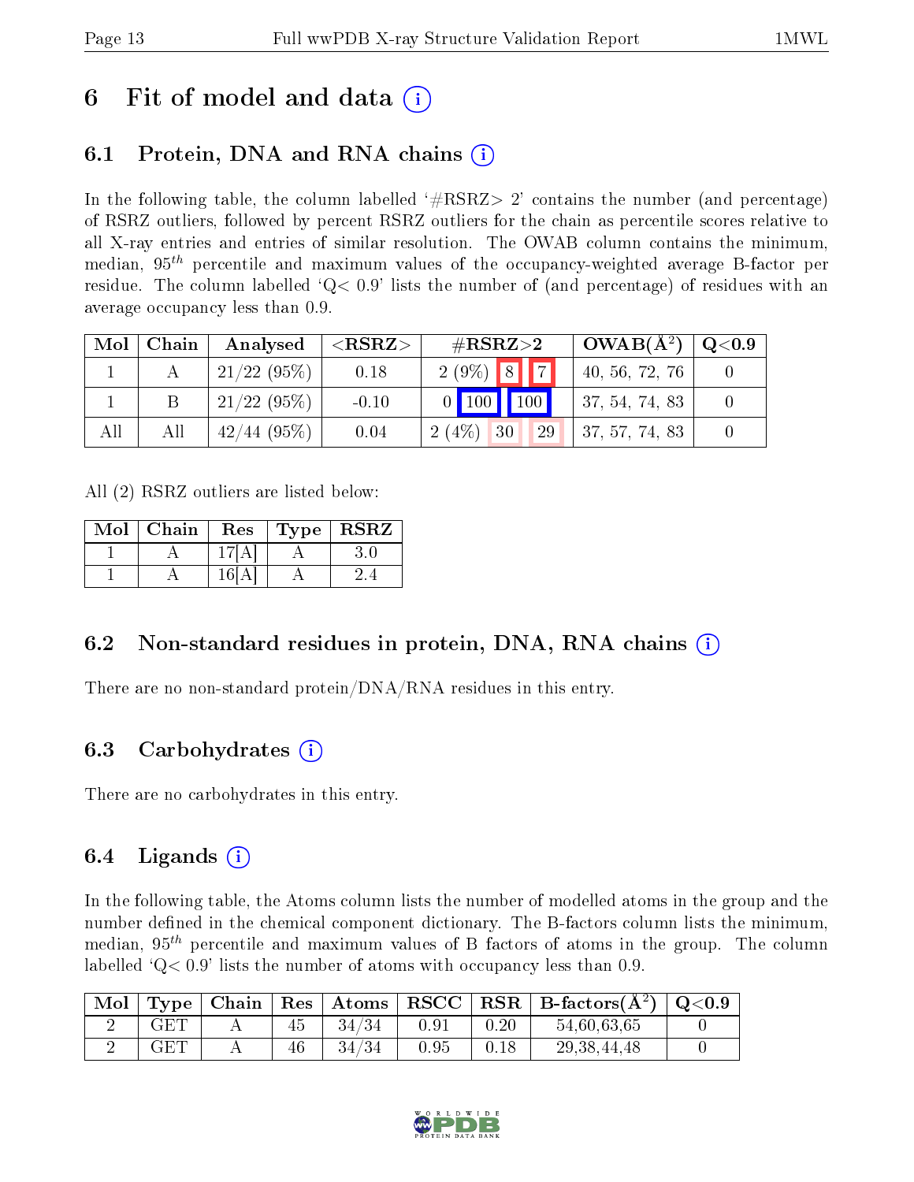# 6 Fit of model and data (i)

## 6.1 Protein, DNA and RNA chains (i)

In the following table, the column labelled '#RSRZ> 2' contains the number (and percentage) of RSRZ outliers, followed by percent RSRZ outliers for the chain as percentile scores relative to all X-ray entries and entries of similar resolution. The OWAB column contains the minimum, median, $95^{th}$ percentile and maximum values of the occupancy-weighted average B-factor per residue. The column labelled 'Q< 0.9' lists the number of (and percentage) of residues with an average occupancy less than 0.9.

| Mol | Chain | Analysed | <RSRZ> | #RSRZ>2 | | | OWAB(Å$^2$) | Q<0.9 |
|---|---|---|---|---|---|---|---|---|
| 1 | A | 21/22 (95%) | 0.18 | 2 (9%) | 8 | 7 | 40, 56, 72, 76 | 0 |
| 1 | B | 21/22 (95%) | -0.10 | 0 | 100 | 100 | 37, 54, 74, 83 | 0 |
| All | All | 42/44 (95%) | 0.04 | 2 (4%) | 30 | 29 | 37, 57, 74, 83 | 0 |

All (2) RSRZ outliers are listed below:

| Mol | Chain | Res | Type | RSRZ |
|---|---|---|---|---|
| 1 | A | 17[A] | A | 3.0 |
| 1 | A | 16[A] | A | 2.4 |

## 6.2 Non-standard residues in protein, DNA, RNA chains (i)

There are no non-standard protein/DNA/RNA residues in this entry.

## 6.3 Carbohydrates (i)

There are no carbohydrates in this entry.

## 6.4 Ligands (i)

In the following table, the Atoms column lists the number of modelled atoms in the group and the number defined in the chemical component dictionary. The B-factors column lists the minimum, median, $95^{th}$ percentile and maximum values of B factors of atoms in the group. The column labelled 'Q< 0.9' lists the number of atoms with occupancy less than 0.9.

| Mol | Type | Chain | Res | Atoms | RSCC | RSR | B-factors(Å$^2$) | Q<0.9 |
|---|---|---|---|---|---|---|---|---|
| 2 | GET | A | 45 | 34/34 | 0.91 | 0.20 | 54,60,63,65 | 0 |
| 2 | GET | A | 46 | 34/34 | 0.95 | 0.18 | 29,38,44,48 | 0 |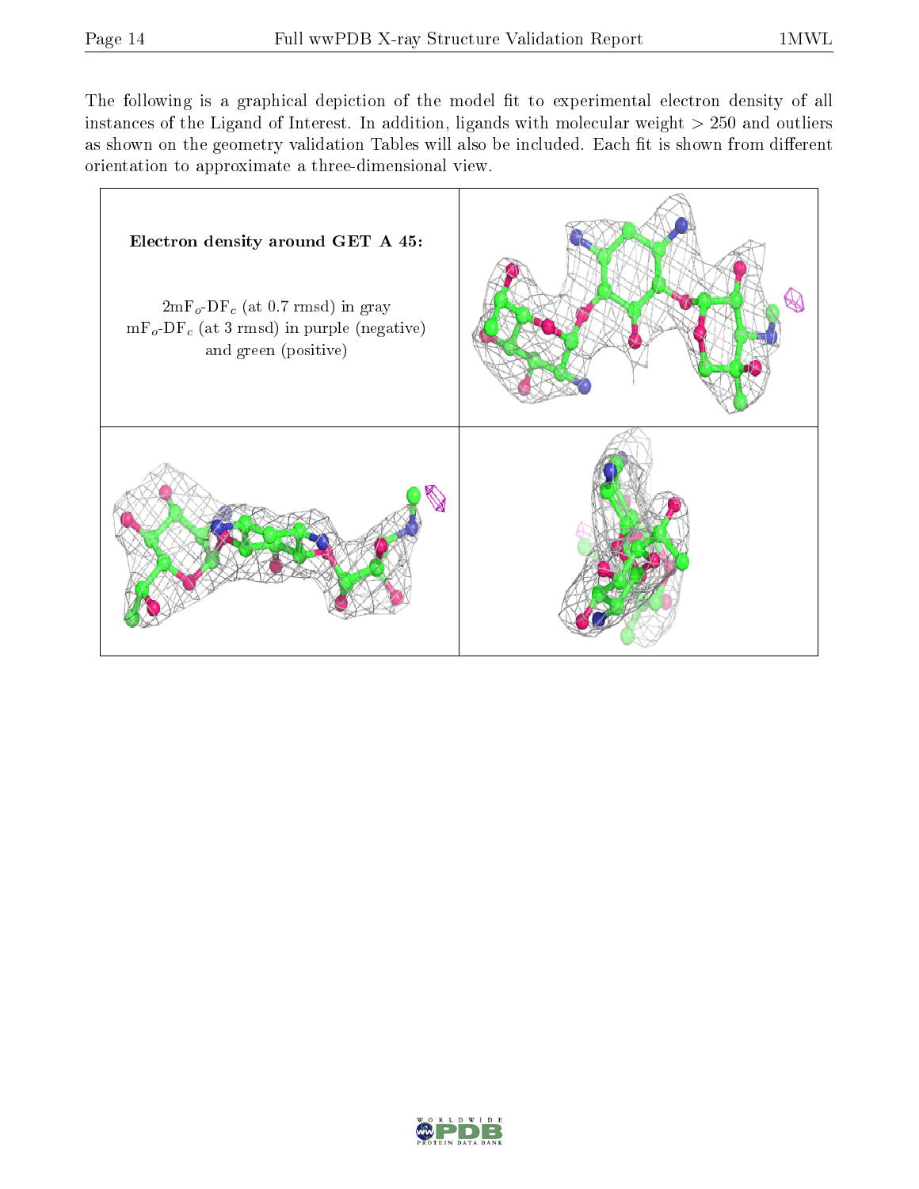The following is a graphical depiction of the model fit to experimental electron density of all instances of the Ligand of Interest. In addition, ligands with molecular weight > 250 and outliers as shown on the geometry validation Tables will also be included. Each fit is shown from different orientation to approximate a three-dimensional view.

**Electron density around GET A 45:**

$2mF_o$-$DF_c$ (at 0.7 rmsd) in gray
$mF_o$-$DF_c$ (at 3 rmsd) in purple (negative) and green (positive)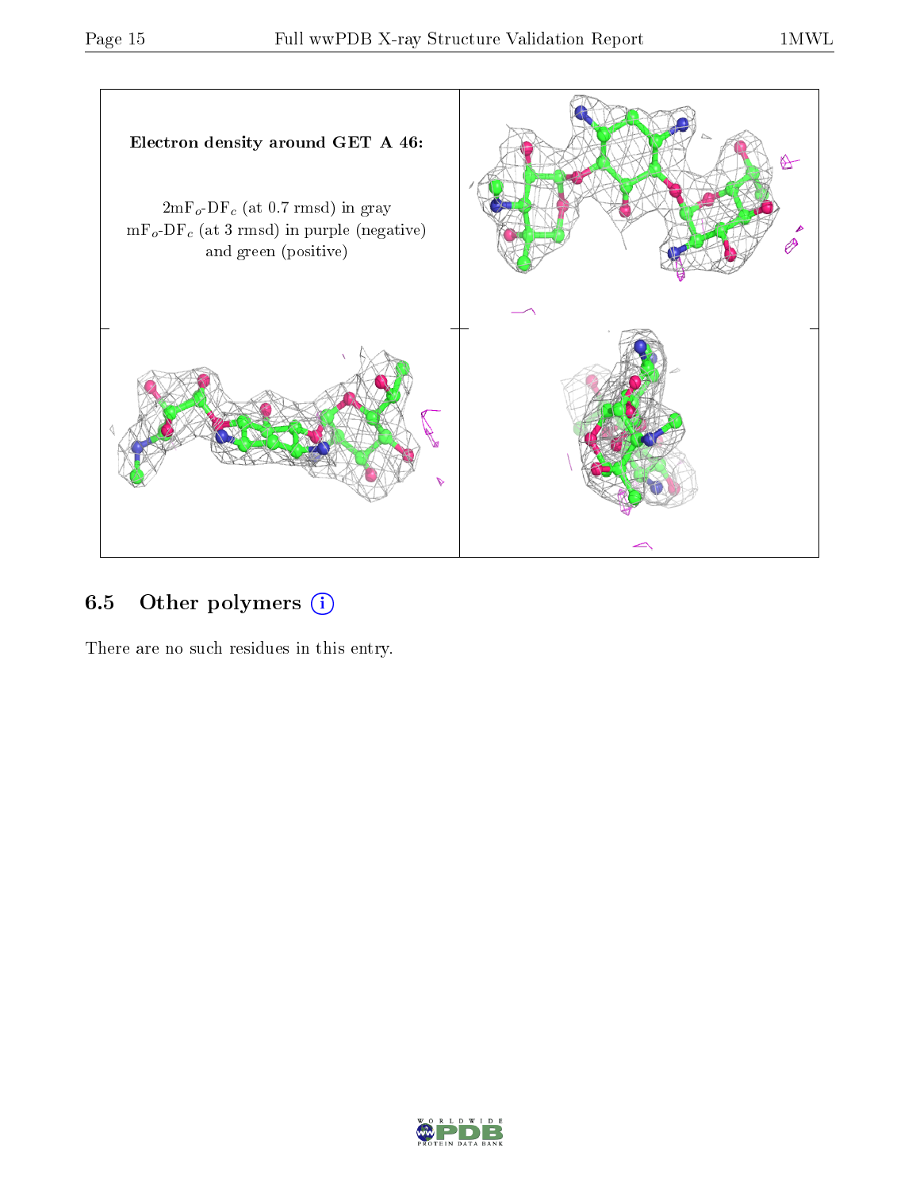Electron density around GET A 46:

$2mF_o$-$DF_c$ (at 0.7 rmsd) in gray
$mF_o$-$DF_c$ (at 3 rmsd) in purple (negative)
and green (positive)

## 6.5 Other polymers

There are no such residues in this entry.